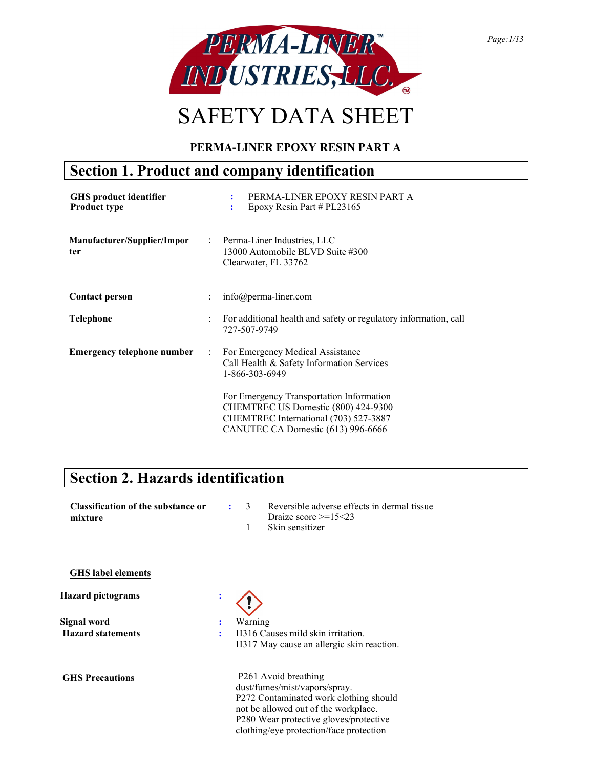PERMA-LINER™ INDUSTRIES, LLC.

# SAFETY DATA SHEET

### PERMA-LINER EPOXY RESIN PART A

## Section 1. Product and company identification

**GHS product identifier** : PERMA-LINER EPOXY RESIN PART A
**Product type** : Epoxy Resin Part # PL23165

**Manufacturer/Supplier/Importer** : Perma-Liner Industries, LLC
13000 Automobile BLVD Suite #300
Clearwater, FL 33762

**Contact person** : info@perma-liner.com

**Telephone** : For additional health and safety or regulatory information, call 727-507-9749

**Emergency telephone number** : For Emergency Medical Assistance
Call Health & Safety Information Services
1-866-303-6949

For Emergency Transportation Information
CHEMTREC US Domestic (800) 424-9300
CHEMTREC International (703) 527-3887
CANUTEC CA Domestic (613) 996-6666

## Section 2. Hazards identification

**Classification of the substance or mixture** : 3 Reversible adverse effects in dermal tissue Draize score >=15<23
1 Skin sensitizer

**GHS label elements**

**Hazard pictograms** : (exclamation mark)

**Signal word** : Warning

**Hazard statements** : H316 Causes mild skin irritation.
H317 May cause an allergic skin reaction.

**GHS Precautions**

P261 Avoid breathing dust/fumes/mist/vapors/spray.
P272 Contaminated work clothing should not be allowed out of the workplace.
P280 Wear protective gloves/protective clothing/eye protection/face protection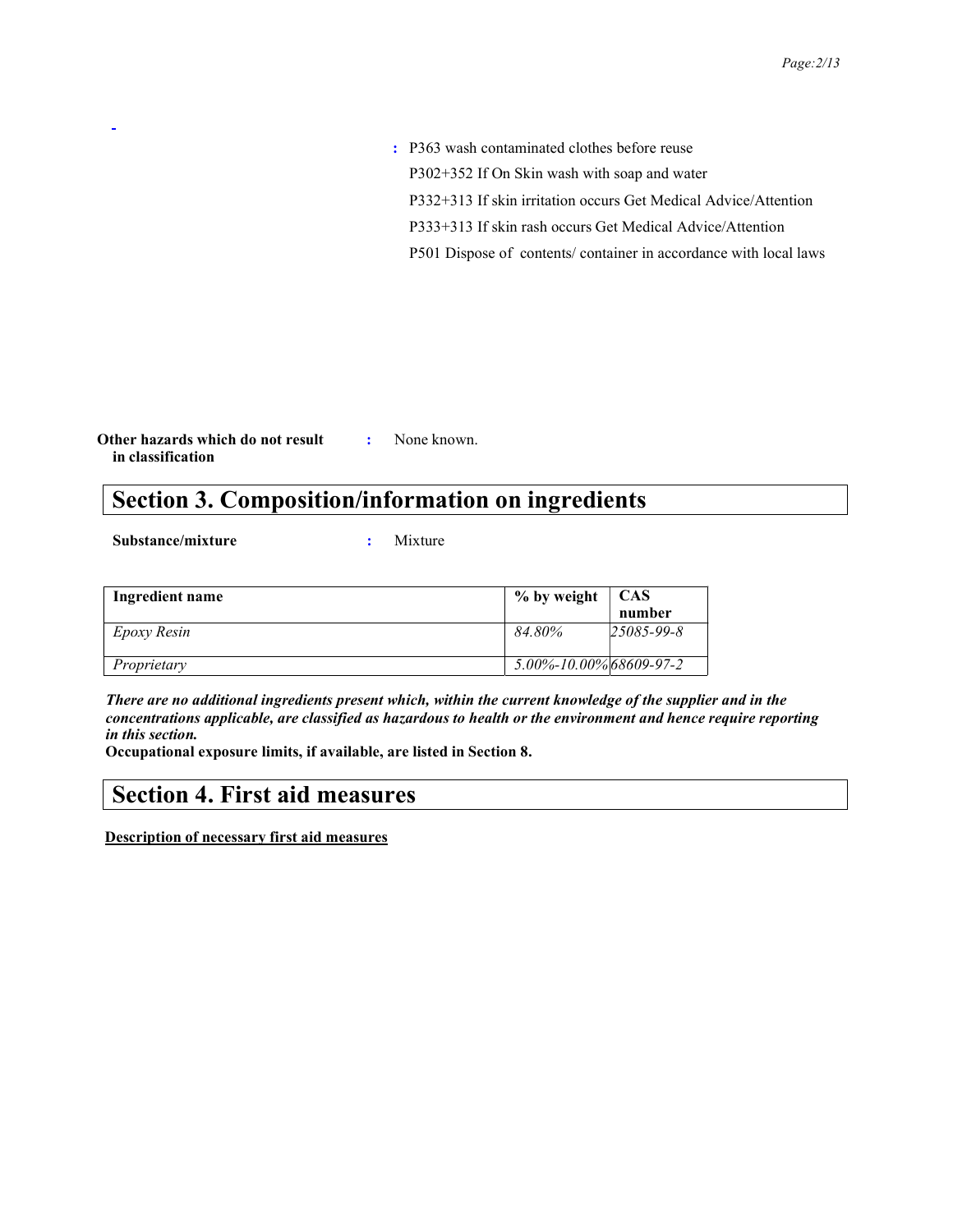: P363 wash contaminated clothes before reuse

P302+352 If On Skin wash with soap and water

P332+313 If skin irritation occurs Get Medical Advice/Attention

P333+313 If skin rash occurs Get Medical Advice/Attention

P501 Dispose of contents/ container in accordance with local laws

**Other hazards which do not result in classification** : None known.

## Section 3. Composition/information on ingredients

**Substance/mixture** : Mixture

| Ingredient name | % by weight | CAS number |
|---|---|---|
| *Epoxy Resin* | *84.80%* | *25085-99-8* |
| *Proprietary* | *5.00%-10.00%* | *68609-97-2* |

***There are no additional ingredients present which, within the current knowledge of the supplier and in the concentrations applicable, are classified as hazardous to health or the environment and hence require reporting in this section.***

**Occupational exposure limits, if available, are listed in Section 8.**

## Section 4. First aid measures

**Description of necessary first aid measures**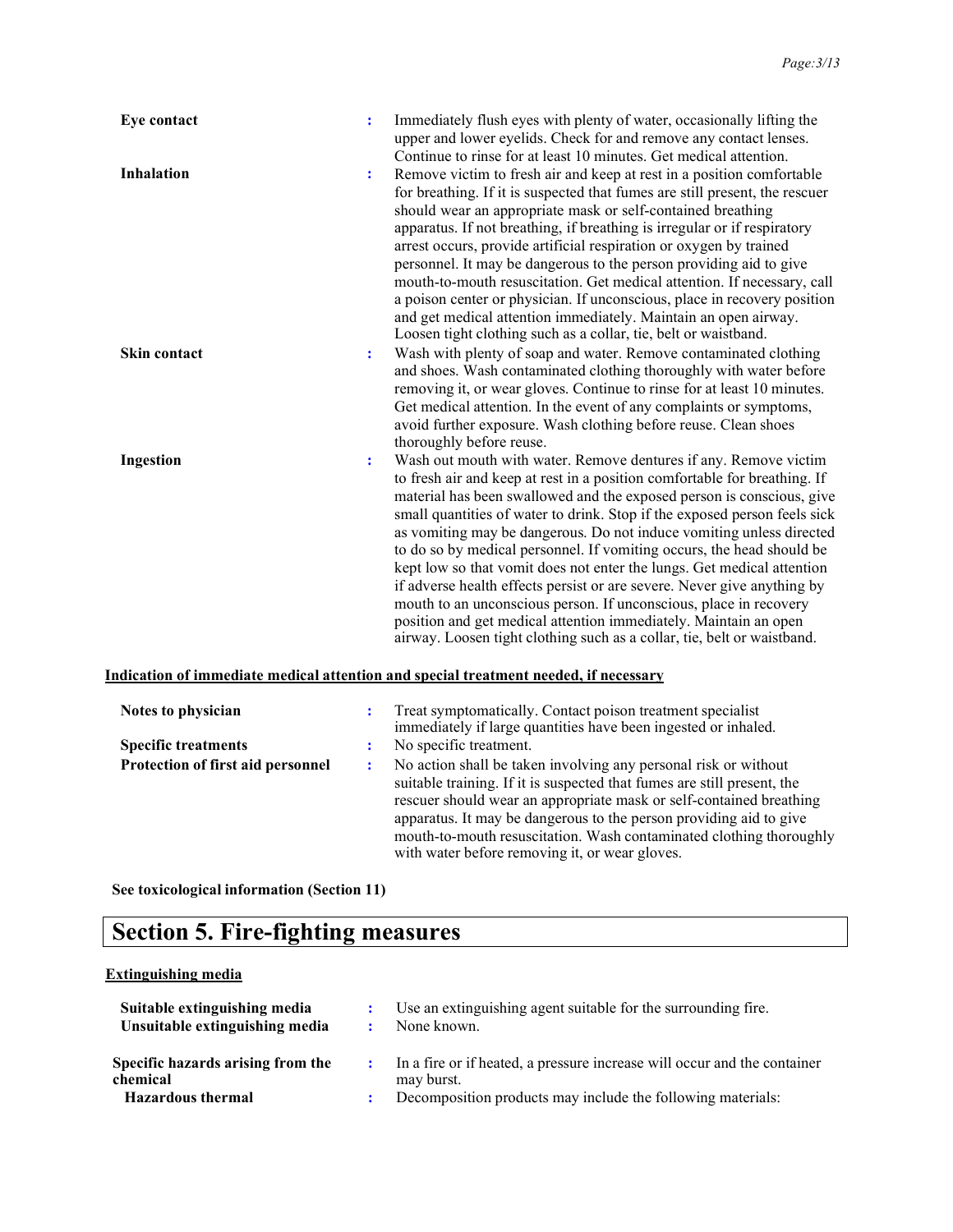**Eye contact** : Immediately flush eyes with plenty of water, occasionally lifting the upper and lower eyelids. Check for and remove any contact lenses. Continue to rinse for at least 10 minutes. Get medical attention.

**Inhalation** : Remove victim to fresh air and keep at rest in a position comfortable for breathing. If it is suspected that fumes are still present, the rescuer should wear an appropriate mask or self-contained breathing apparatus. If not breathing, if breathing is irregular or if respiratory arrest occurs, provide artificial respiration or oxygen by trained personnel. It may be dangerous to the person providing aid to give mouth-to-mouth resuscitation. Get medical attention. If necessary, call a poison center or physician. If unconscious, place in recovery position and get medical attention immediately. Maintain an open airway. Loosen tight clothing such as a collar, tie, belt or waistband.

**Skin contact** : Wash with plenty of soap and water. Remove contaminated clothing and shoes. Wash contaminated clothing thoroughly with water before removing it, or wear gloves. Continue to rinse for at least 10 minutes. Get medical attention. In the event of any complaints or symptoms, avoid further exposure. Wash clothing before reuse. Clean shoes thoroughly before reuse.

**Ingestion** : Wash out mouth with water. Remove dentures if any. Remove victim to fresh air and keep at rest in a position comfortable for breathing. If material has been swallowed and the exposed person is conscious, give small quantities of water to drink. Stop if the exposed person feels sick as vomiting may be dangerous. Do not induce vomiting unless directed to do so by medical personnel. If vomiting occurs, the head should be kept low so that vomit does not enter the lungs. Get medical attention if adverse health effects persist or are severe. Never give anything by mouth to an unconscious person. If unconscious, place in recovery position and get medical attention immediately. Maintain an open airway. Loosen tight clothing such as a collar, tie, belt or waistband.

**Indication of immediate medical attention and special treatment needed, if necessary**

**Notes to physician** : Treat symptomatically. Contact poison treatment specialist immediately if large quantities have been ingested or inhaled.

**Specific treatments** : No specific treatment.

**Protection of first aid personnel** : No action shall be taken involving any personal risk or without suitable training. If it is suspected that fumes are still present, the rescuer should wear an appropriate mask or self-contained breathing apparatus. It may be dangerous to the person providing aid to give mouth-to-mouth resuscitation. Wash contaminated clothing thoroughly with water before removing it, or wear gloves.

**See toxicological information (Section 11)**

# Section 5. Fire-fighting measures

**Extinguishing media**

**Suitable extinguishing media** : Use an extinguishing agent suitable for the surrounding fire.

**Unsuitable extinguishing media** : None known.

**Specific hazards arising from the chemical** : In a fire or if heated, a pressure increase will occur and the container may burst.

**Hazardous thermal** : Decomposition products may include the following materials: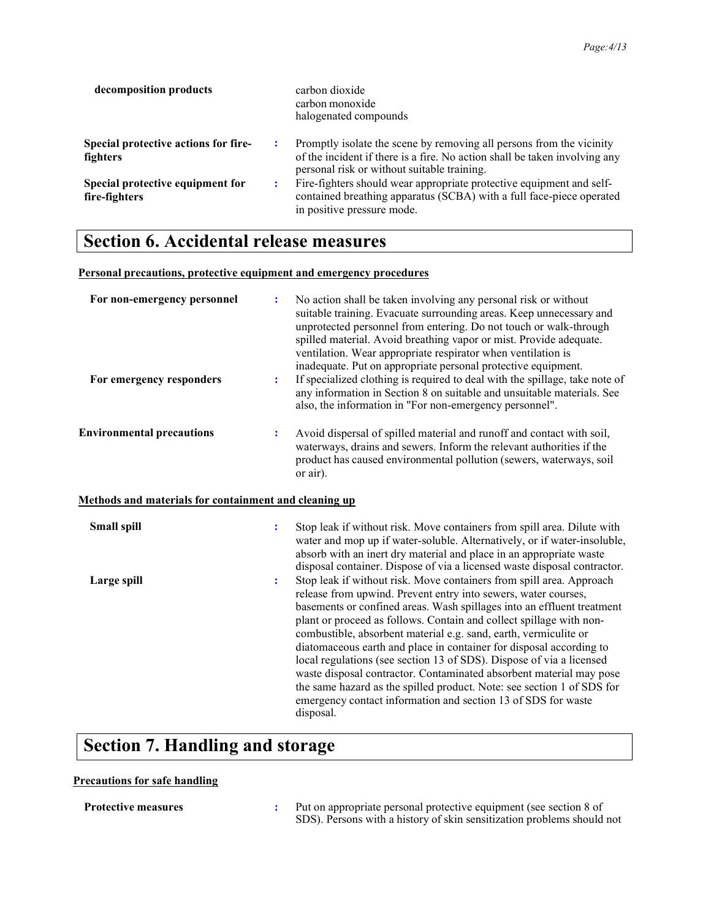**decomposition products** | carbon dioxide
carbon monoxide
halogenated compounds

**Special protective actions for fire-fighters** : Promptly isolate the scene by removing all persons from the vicinity of the incident if there is a fire. No action shall be taken involving any personal risk or without suitable training.

**Special protective equipment for fire-fighters** : Fire-fighters should wear appropriate protective equipment and self-contained breathing apparatus (SCBA) with a full face-piece operated in positive pressure mode.

# Section 6. Accidental release measures

**Personal precautions, protective equipment and emergency procedures**

**For non-emergency personnel** : No action shall be taken involving any personal risk or without suitable training. Evacuate surrounding areas. Keep unnecessary and unprotected personnel from entering. Do not touch or walk-through spilled material. Avoid breathing vapor or mist. Provide adequate. ventilation. Wear appropriate respirator when ventilation is inadequate. Put on appropriate personal protective equipment.

**For emergency responders** : If specialized clothing is required to deal with the spillage, take note of any information in Section 8 on suitable and unsuitable materials. See also, the information in "For non-emergency personnel".

**Environmental precautions** : Avoid dispersal of spilled material and runoff and contact with soil, waterways, drains and sewers. Inform the relevant authorities if the product has caused environmental pollution (sewers, waterways, soil or air).

**Methods and materials for containment and cleaning up**

**Small spill** : Stop leak if without risk. Move containers from spill area. Dilute with water and mop up if water-soluble. Alternatively, or if water-insoluble, absorb with an inert dry material and place in an appropriate waste disposal container. Dispose of via a licensed waste disposal contractor.

**Large spill** : Stop leak if without risk. Move containers from spill area. Approach release from upwind. Prevent entry into sewers, water courses, basements or confined areas. Wash spillages into an effluent treatment plant or proceed as follows. Contain and collect spillage with non-combustible, absorbent material e.g. sand, earth, vermiculite or diatomaceous earth and place in container for disposal according to local regulations (see section 13 of SDS). Dispose of via a licensed waste disposal contractor. Contaminated absorbent material may pose the same hazard as the spilled product. Note: see section 1 of SDS for emergency contact information and section 13 of SDS for waste disposal.

# Section 7. Handling and storage

**Precautions for safe handling**

**Protective measures** : Put on appropriate personal protective equipment (see section 8 of SDS). Persons with a history of skin sensitization problems should not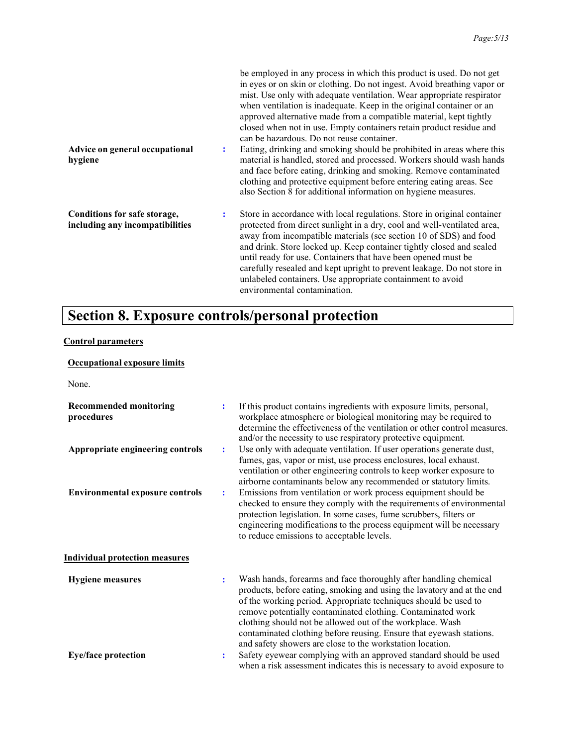be employed in any process in which this product is used. Do not get in eyes or on skin or clothing. Do not ingest. Avoid breathing vapor or mist. Use only with adequate ventilation. Wear appropriate respirator when ventilation is inadequate. Keep in the original container or an approved alternative made from a compatible material, kept tightly closed when not in use. Empty containers retain product residue and can be hazardous. Do not reuse container.

**Advice on general occupational hygiene** : Eating, drinking and smoking should be prohibited in areas where this material is handled, stored and processed. Workers should wash hands and face before eating, drinking and smoking. Remove contaminated clothing and protective equipment before entering eating areas. See also Section 8 for additional information on hygiene measures.

**Conditions for safe storage, including any incompatibilities** : Store in accordance with local regulations. Store in original container protected from direct sunlight in a dry, cool and well-ventilated area, away from incompatible materials (see section 10 of SDS) and food and drink. Store locked up. Keep container tightly closed and sealed until ready for use. Containers that have been opened must be carefully resealed and kept upright to prevent leakage. Do not store in unlabeled containers. Use appropriate containment to avoid environmental contamination.

# Section 8. Exposure controls/personal protection

## Control parameters

### Occupational exposure limits

None.

**Recommended monitoring procedures** : If this product contains ingredients with exposure limits, personal, workplace atmosphere or biological monitoring may be required to determine the effectiveness of the ventilation or other control measures. and/or the necessity to use respiratory protective equipment.

**Appropriate engineering controls** : Use only with adequate ventilation. If user operations generate dust, fumes, gas, vapor or mist, use process enclosures, local exhaust. ventilation or other engineering controls to keep worker exposure to airborne contaminants below any recommended or statutory limits.

**Environmental exposure controls** : Emissions from ventilation or work process equipment should be checked to ensure they comply with the requirements of environmental protection legislation. In some cases, fume scrubbers, filters or engineering modifications to the process equipment will be necessary to reduce emissions to acceptable levels.

## Individual protection measures

**Hygiene measures** : Wash hands, forearms and face thoroughly after handling chemical products, before eating, smoking and using the lavatory and at the end of the working period. Appropriate techniques should be used to remove potentially contaminated clothing. Contaminated work clothing should not be allowed out of the workplace. Wash contaminated clothing before reusing. Ensure that eyewash stations. and safety showers are close to the workstation location.

**Eye/face protection** : Safety eyewear complying with an approved standard should be used when a risk assessment indicates this is necessary to avoid exposure to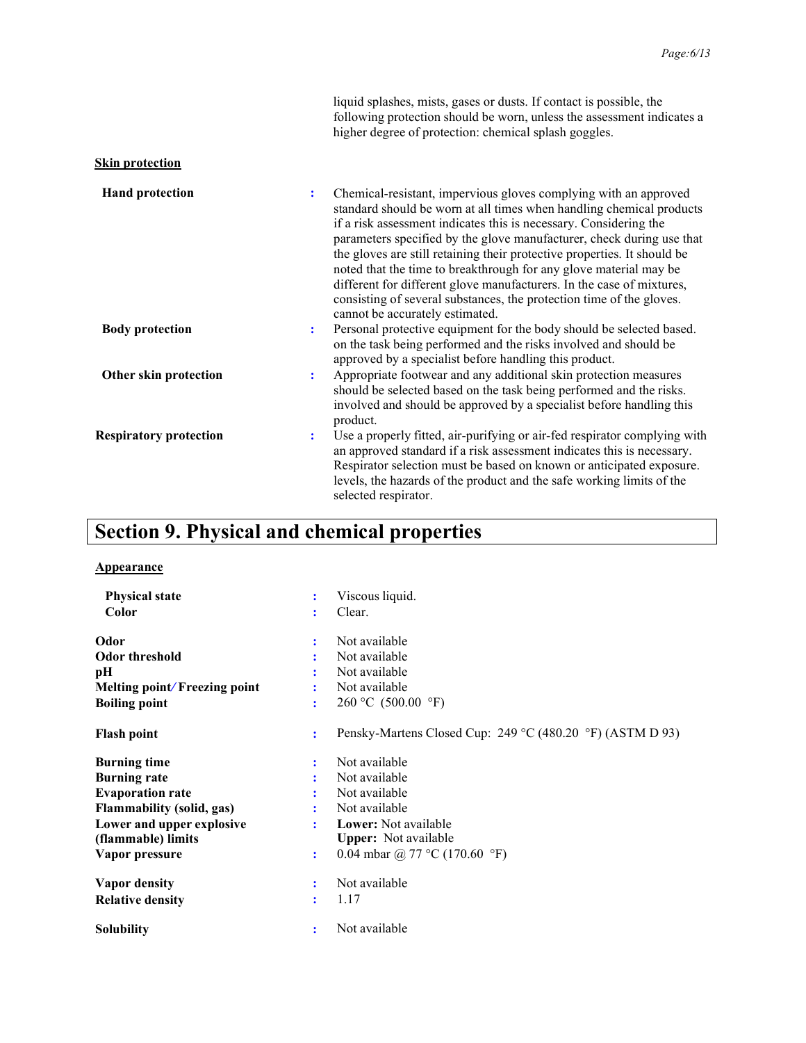liquid splashes, mists, gases or dusts. If contact is possible, the following protection should be worn, unless the assessment indicates a higher degree of protection: chemical splash goggles.

**Skin protection**

| | | |
|---|---|---|
| **Hand protection** | : | Chemical-resistant, impervious gloves complying with an approved standard should be worn at all times when handling chemical products if a risk assessment indicates this is necessary. Considering the parameters specified by the glove manufacturer, check during use that the gloves are still retaining their protective properties. It should be noted that the time to breakthrough for any glove material may be different for different glove manufacturers. In the case of mixtures, consisting of several substances, the protection time of the gloves. cannot be accurately estimated. |
| **Body protection** | : | Personal protective equipment for the body should be selected based. on the task being performed and the risks involved and should be approved by a specialist before handling this product. |
| **Other skin protection** | : | Appropriate footwear and any additional skin protection measures should be selected based on the task being performed and the risks. involved and should be approved by a specialist before handling this product. |
| **Respiratory protection** | : | Use a properly fitted, air-purifying or air-fed respirator complying with an approved standard if a risk assessment indicates this is necessary. Respirator selection must be based on known or anticipated exposure. levels, the hazards of the product and the safe working limits of the selected respirator. |

# Section 9. Physical and chemical properties

**Appearance**

| | | |
|---|---|---|
| **Physical state** | : | Viscous liquid. |
| **Color** | : | Clear. |
| **Odor** | : | Not available |
| **Odor threshold** | : | Not available |
| **pH** | : | Not available |
| **Melting point/Freezing point** | : | Not available |
| **Boiling point** | : | 260 °C (500.00 °F) |
| **Flash point** | : | Pensky-Martens Closed Cup: 249 °C (480.20 °F) (ASTM D 93) |
| **Burning time** | : | Not available |
| **Burning rate** | : | Not available |
| **Evaporation rate** | : | Not available |
| **Flammability (solid, gas)** | : | Not available |
| **Lower and upper explosive (flammable) limits** | : | **Lower:** Not available<br>**Upper:** Not available |
| **Vapor pressure** | : | 0.04 mbar @ 77 °C (170.60 °F) |
| **Vapor density** | : | Not available |
| **Relative density** | : | 1.17 |
| **Solubility** | : | Not available |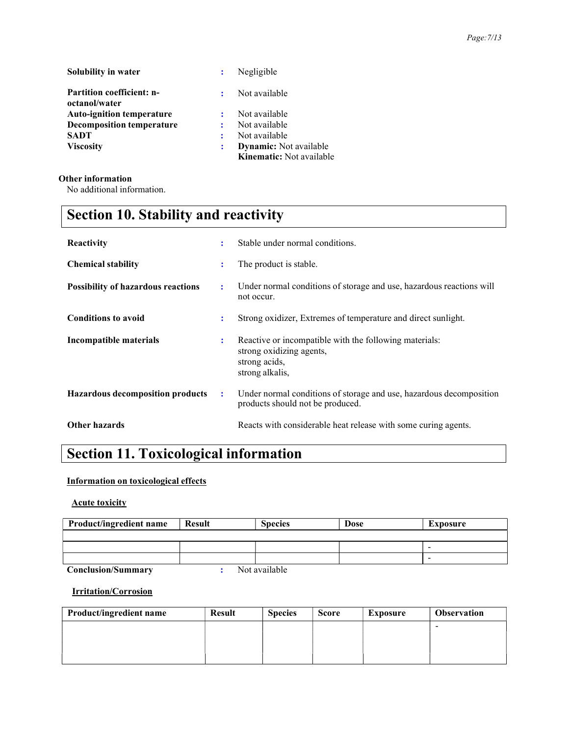| | | |
|---|---|---|
| **Solubility in water** | : | Negligible |
| **Partition coefficient: n-octanol/water** | : | Not available |
| **Auto-ignition temperature** | : | Not available |
| **Decomposition temperature** | : | Not available |
| **SADT** | : | Not available |
| **Viscosity** | : | **Dynamic:** Not available<br>**Kinematic:** Not available |

**Other information**

No additional information.

# Section 10. Stability and reactivity

| | | |
|---|---|---|
| **Reactivity** | : | Stable under normal conditions. |
| **Chemical stability** | : | The product is stable. |
| **Possibility of hazardous reactions** | : | Under normal conditions of storage and use, hazardous reactions will not occur. |
| **Conditions to avoid** | : | Strong oxidizer, Extremes of temperature and direct sunlight. |
| **Incompatible materials** | : | Reactive or incompatible with the following materials:<br>strong oxidizing agents,<br>strong acids,<br>strong alkalis, |
| **Hazardous decomposition products** | : | Under normal conditions of storage and use, hazardous decomposition products should not be produced. |
| **Other hazards** | | Reacts with considerable heat release with some curing agents. |

# Section 11. Toxicological information

## Information on toxicological effects

### Acute toxicity

| Product/ingredient name | Result | Species | Dose | Exposure |
|---|---|---|---|---|
| | | | | |
| | | | | - |
| | | | | - |

**Conclusion/Summary** : Not available

### Irritation/Corrosion

| Product/ingredient name | Result | Species | Score | Exposure | Observation |
|---|---|---|---|---|---|
| | | | | | - |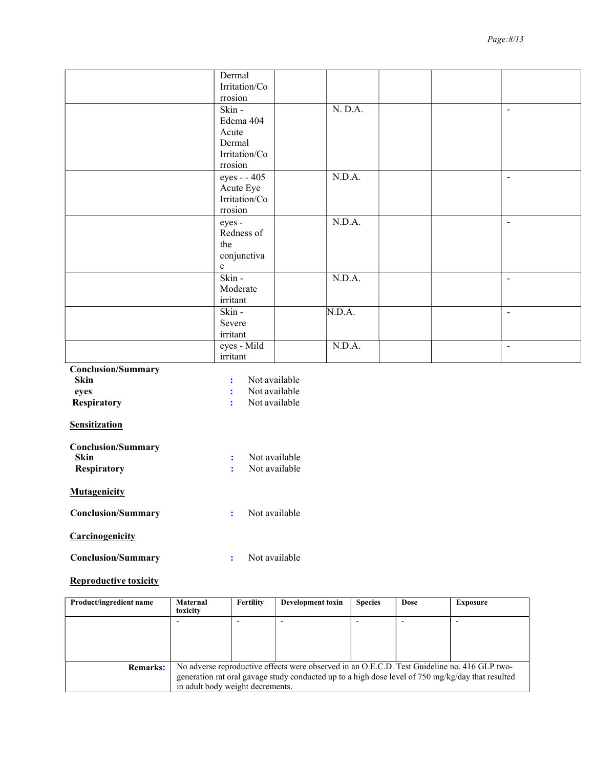| | | | | | | |
|---|---|---|---|---|---|---|
| | Dermal Irritation/Corrosion | | | | | |
| | Skin - Edema 404 Acute Dermal Irritation/Corrosion | | N. D.A. | | | - |
| | eyes - - 405 Acute Eye Irritation/Corrosion | | N.D.A. | | | - |
| | eyes - Redness of the conjunctivae | | N.D.A. | | | - |
| | Skin - Moderate irritant | | N.D.A. | | | - |
| | Skin - Severe irritant | | N.D.A. | | | - |
| | eyes - Mild irritant | | N.D.A. | | | - |

**Conclusion/Summary**

**Skin** : Not available

**eyes** : Not available

**Respiratory** : Not available

**Sensitization**

**Conclusion/Summary**

**Skin** : Not available

**Respiratory** : Not available

**Mutagenicity**

**Conclusion/Summary** : Not available

**Carcinogenicity**

**Conclusion/Summary** : Not available

**Reproductive toxicity**

| Product/ingredient name | Maternal toxicity | Fertility | Development toxin | Species | Dose | Exposure |
|---|---|---|---|---|---|---|
| | - | - | - | - | - | - |
| **Remarks:** | No adverse reproductive effects were observed in an O.E.C.D. Test Guideline no. 416 GLP two-generation rat oral gavage study conducted up to a high dose level of 750 mg/kg/day that resulted in adult body weight decrements. | | | | | |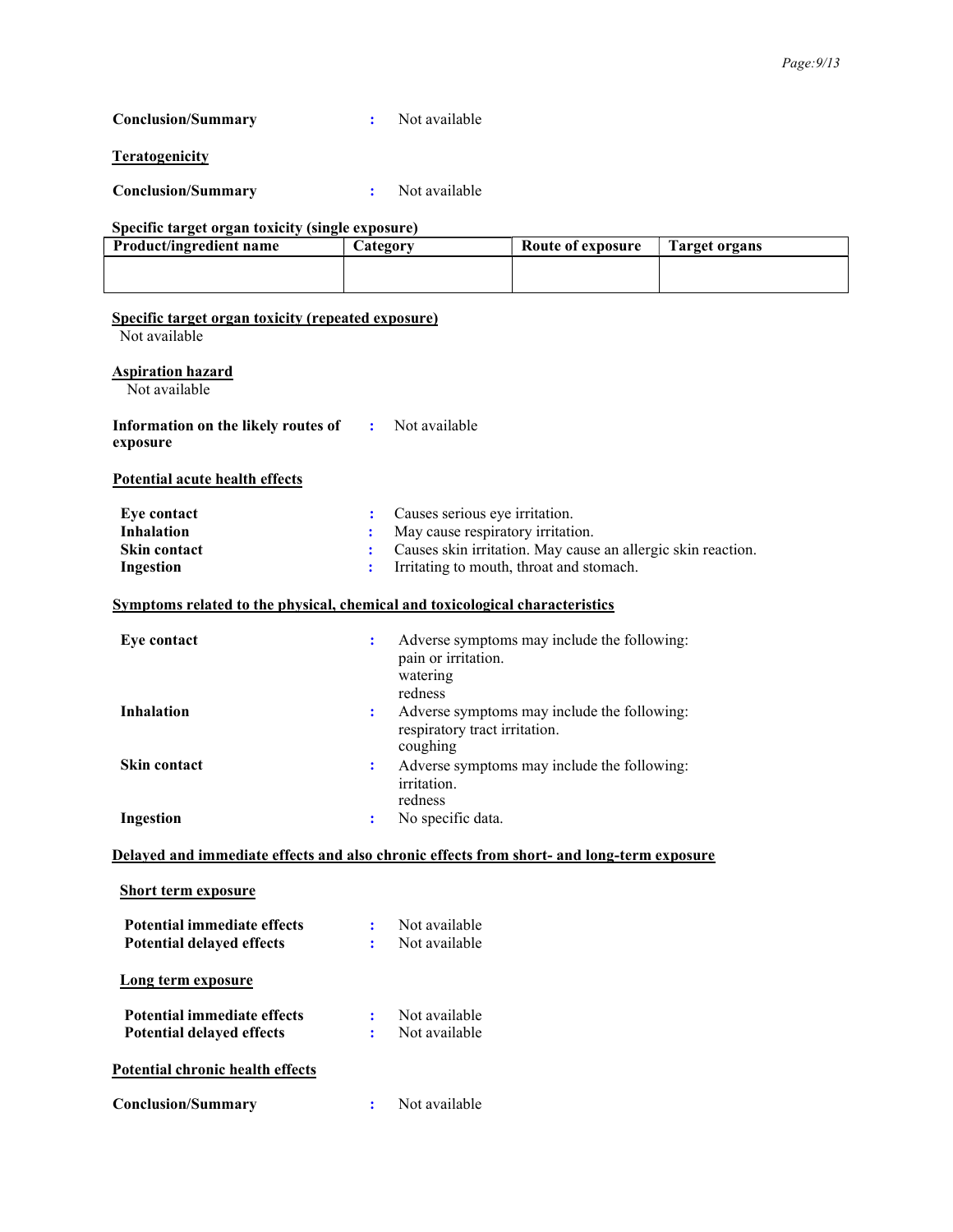**Conclusion/Summary** : Not available

**Teratogenicity**

**Conclusion/Summary** : Not available

**Specific target organ toxicity (single exposure)**

| Product/ingredient name | Category | Route of exposure | Target organs |
|---|---|---|---|
| | | | |

**Specific target organ toxicity (repeated exposure)**

Not available

**Aspiration hazard**

Not available

**Information on the likely routes of exposure** : Not available

**Potential acute health effects**

**Eye contact** : Causes serious eye irritation.
**Inhalation** : May cause respiratory irritation.
**Skin contact** : Causes skin irritation. May cause an allergic skin reaction.
**Ingestion** : Irritating to mouth, throat and stomach.

**Symptoms related to the physical, chemical and toxicological characteristics**

**Eye contact** : Adverse symptoms may include the following:
pain or irritation.
watering
redness

**Inhalation** : Adverse symptoms may include the following:
respiratory tract irritation.
coughing

**Skin contact** : Adverse symptoms may include the following:
irritation.
redness

**Ingestion** : No specific data.

**Delayed and immediate effects and also chronic effects from short- and long-term exposure**

**Short term exposure**

**Potential immediate effects** : Not available
**Potential delayed effects** : Not available

**Long term exposure**

**Potential immediate effects** : Not available
**Potential delayed effects** : Not available

**Potential chronic health effects**

**Conclusion/Summary** : Not available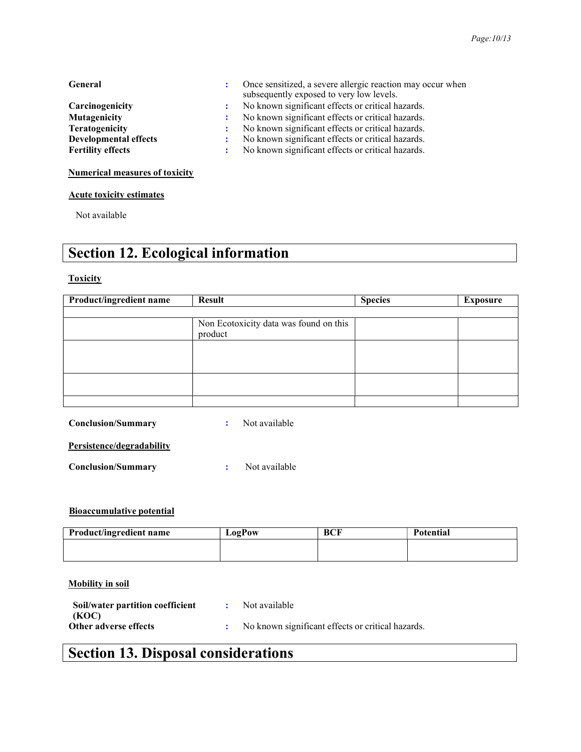| | | |
|---|---|---|
| **General** | : | Once sensitized, a severe allergic reaction may occur when subsequently exposed to very low levels. |
| **Carcinogenicity** | : | No known significant effects or critical hazards. |
| **Mutagenicity** | : | No known significant effects or critical hazards. |
| **Teratogenicity** | : | No known significant effects or critical hazards. |
| **Developmental effects** | : | No known significant effects or critical hazards. |
| **Fertility effects** | : | No known significant effects or critical hazards. |

**Numerical measures of toxicity**

**Acute toxicity estimates**

Not available

# Section 12. Ecological information

**Toxicity**

| Product/ingredient name | Result | Species | Exposure |
|---|---|---|---|
| | | | |
| | Non Ecotoxicity data was found on this product | | |
| | | | |
| | | | |
| | | | |

**Conclusion/Summary** : Not available

**Persistence/degradability**

**Conclusion/Summary** : Not available

**Bioaccumulative potential**

| Product/ingredient name | LogPow | BCF | Potential |
|---|---|---|---|
| | | | |

**Mobility in soil**

| | | |
|---|---|---|
| **Soil/water partition coefficient (KOC)** | : | Not available |
| **Other adverse effects** | : | No known significant effects or critical hazards. |

# Section 13. Disposal considerations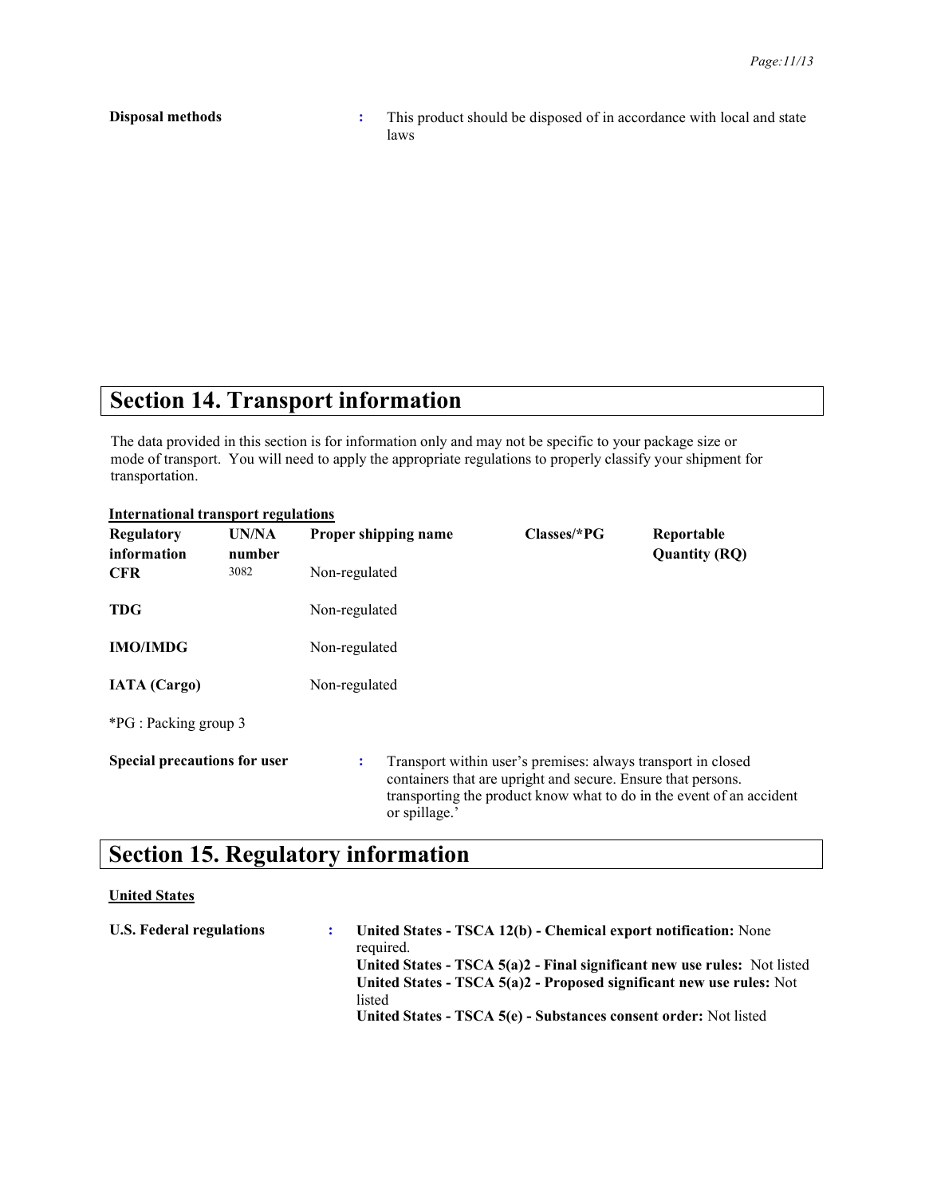**Disposal methods** : This product should be disposed of in accordance with local and state laws

# Section 14. Transport information

The data provided in this section is for information only and may not be specific to your package size or mode of transport. You will need to apply the appropriate regulations to properly classify your shipment for transportation.

**International transport regulations**

| Regulatory information | UN/NA number | Proper shipping name | Classes/*PG | Reportable Quantity (RQ) |
|---|---|---|---|---|
| **CFR** | 3082 | Non-regulated | | |
| **TDG** | | Non-regulated | | |
| **IMO/IMDG** | | Non-regulated | | |
| **IATA (Cargo)** | | Non-regulated | | |

*PG : Packing group 3

**Special precautions for user** : Transport within user's premises: always transport in closed containers that are upright and secure. Ensure that persons. transporting the product know what to do in the event of an accident or spillage.'

# Section 15. Regulatory information

**United States**

**U.S. Federal regulations** : **United States - TSCA 12(b) - Chemical export notification:** None required.
**United States - TSCA 5(a)2 - Final significant new use rules:** Not listed
**United States - TSCA 5(a)2 - Proposed significant new use rules:** Not listed
**United States - TSCA 5(e) - Substances consent order:** Not listed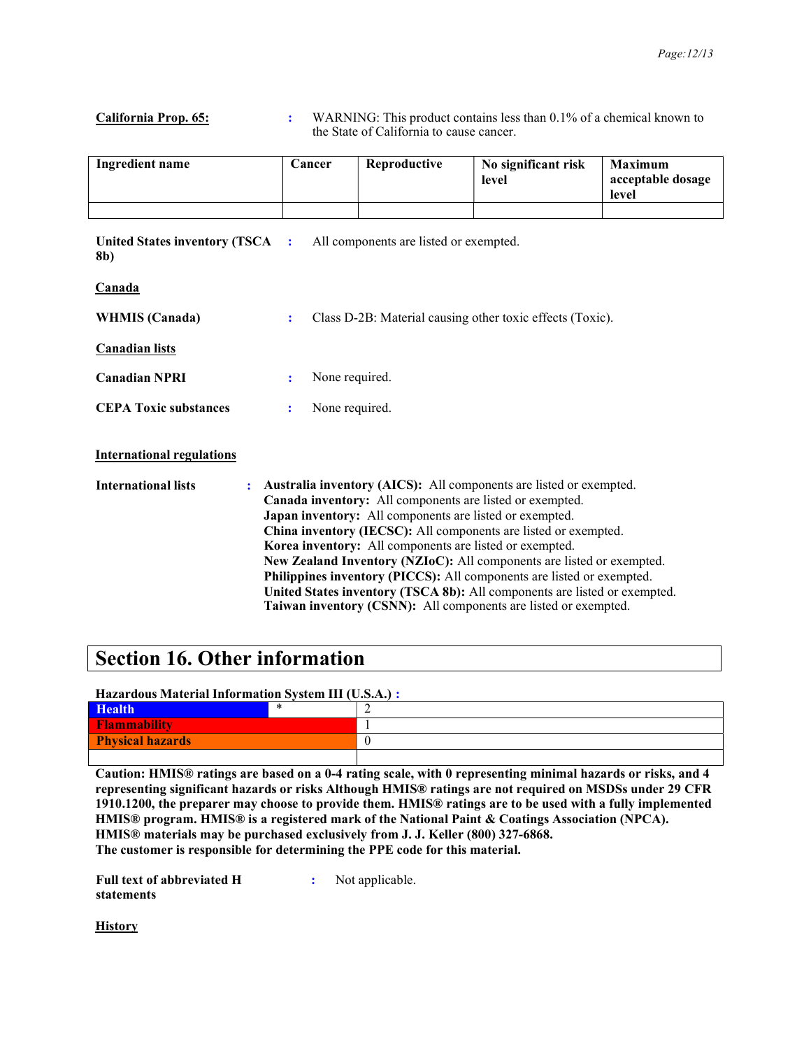**California Prop. 65:** : WARNING: This product contains less than 0.1% of a chemical known to the State of California to cause cancer.

| Ingredient name | Cancer | Reproductive | No significant risk level | Maximum acceptable dosage level |
|---|---|---|---|---|
| | | | | |

**United States inventory (TSCA 8b)** : All components are listed or exempted.

**Canada**

**WHMIS (Canada)** : Class D-2B: Material causing other toxic effects (Toxic).

**Canadian lists**

**Canadian NPRI** : None required.

**CEPA Toxic substances** : None required.

**International regulations**

**International lists** :
**Australia inventory (AICS):** All components are listed or exempted.
**Canada inventory:** All components are listed or exempted.
**Japan inventory:** All components are listed or exempted.
**China inventory (IECSC):** All components are listed or exempted.
**Korea inventory:** All components are listed or exempted.
**New Zealand Inventory (NZIoC):** All components are listed or exempted.
**Philippines inventory (PICCS):** All components are listed or exempted.
**United States inventory (TSCA 8b):** All components are listed or exempted.
**Taiwan inventory (CSNN):** All components are listed or exempted.

# Section 16. Other information

**Hazardous Material Information System III (U.S.A.) :**

| | | |
|---|---|---|
| **Health** | * | 2 |
| **Flammability** | | 1 |
| **Physical hazards** | | 0 |
| | | |

**Caution: HMIS® ratings are based on a 0-4 rating scale, with 0 representing minimal hazards or risks, and 4 representing significant hazards or risks Although HMIS® ratings are not required on MSDSs under 29 CFR 1910.1200, the preparer may choose to provide them. HMIS® ratings are to be used with a fully implemented HMIS® program. HMIS® is a registered mark of the National Paint & Coatings Association (NPCA). HMIS® materials may be purchased exclusively from J. J. Keller (800) 327-6868.**
**The customer is responsible for determining the PPE code for this material.**

**Full text of abbreviated H statements** : Not applicable.

**History**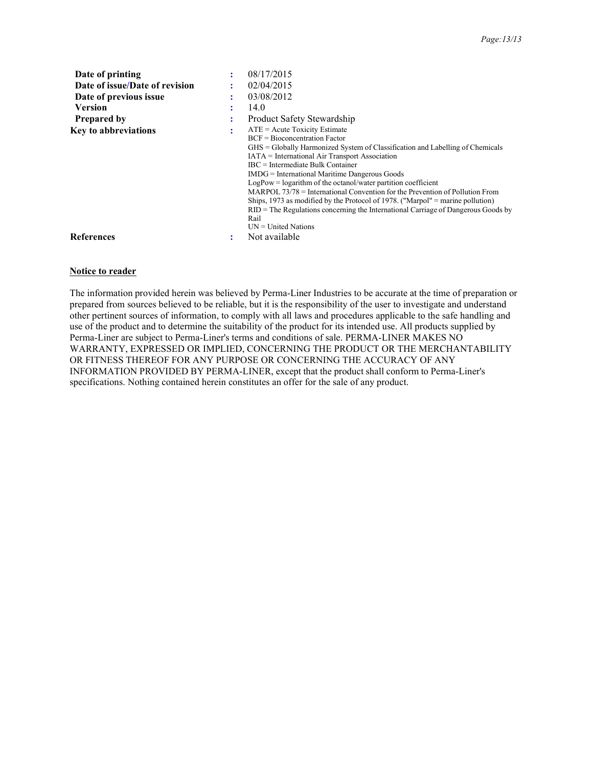| | | |
|---|---|---|
| **Date of printing** | : | 08/17/2015 |
| **Date of issue/Date of revision** | : | 02/04/2015 |
| **Date of previous issue** | : | 03/08/2012 |
| **Version** | : | 14.0 |
| **Prepared by** | : | Product Safety Stewardship |
| **Key to abbreviations** | : | ATE = Acute Toxicity Estimate<br>BCF = Bioconcentration Factor<br>GHS = Globally Harmonized System of Classification and Labelling of Chemicals<br>IATA = International Air Transport Association<br>IBC = Intermediate Bulk Container<br>IMDG = International Maritime Dangerous Goods<br>LogPow = logarithm of the octanol/water partition coefficient<br>MARPOL 73/78 = International Convention for the Prevention of Pollution From Ships, 1973 as modified by the Protocol of 1978. ("Marpol" = marine pollution)<br>RID = The Regulations concerning the International Carriage of Dangerous Goods by Rail<br>UN = United Nations |
| **References** | : | Not available |

**Notice to reader**

The information provided herein was believed by Perma-Liner Industries to be accurate at the time of preparation or prepared from sources believed to be reliable, but it is the responsibility of the user to investigate and understand other pertinent sources of information, to comply with all laws and procedures applicable to the safe handling and use of the product and to determine the suitability of the product for its intended use. All products supplied by Perma-Liner are subject to Perma-Liner's terms and conditions of sale. PERMA-LINER MAKES NO WARRANTY, EXPRESSED OR IMPLIED, CONCERNING THE PRODUCT OR THE MERCHANTABILITY OR FITNESS THEREOF FOR ANY PURPOSE OR CONCERNING THE ACCURACY OF ANY INFORMATION PROVIDED BY PERMA-LINER, except that the product shall conform to Perma-Liner's specifications. Nothing contained herein constitutes an offer for the sale of any product.